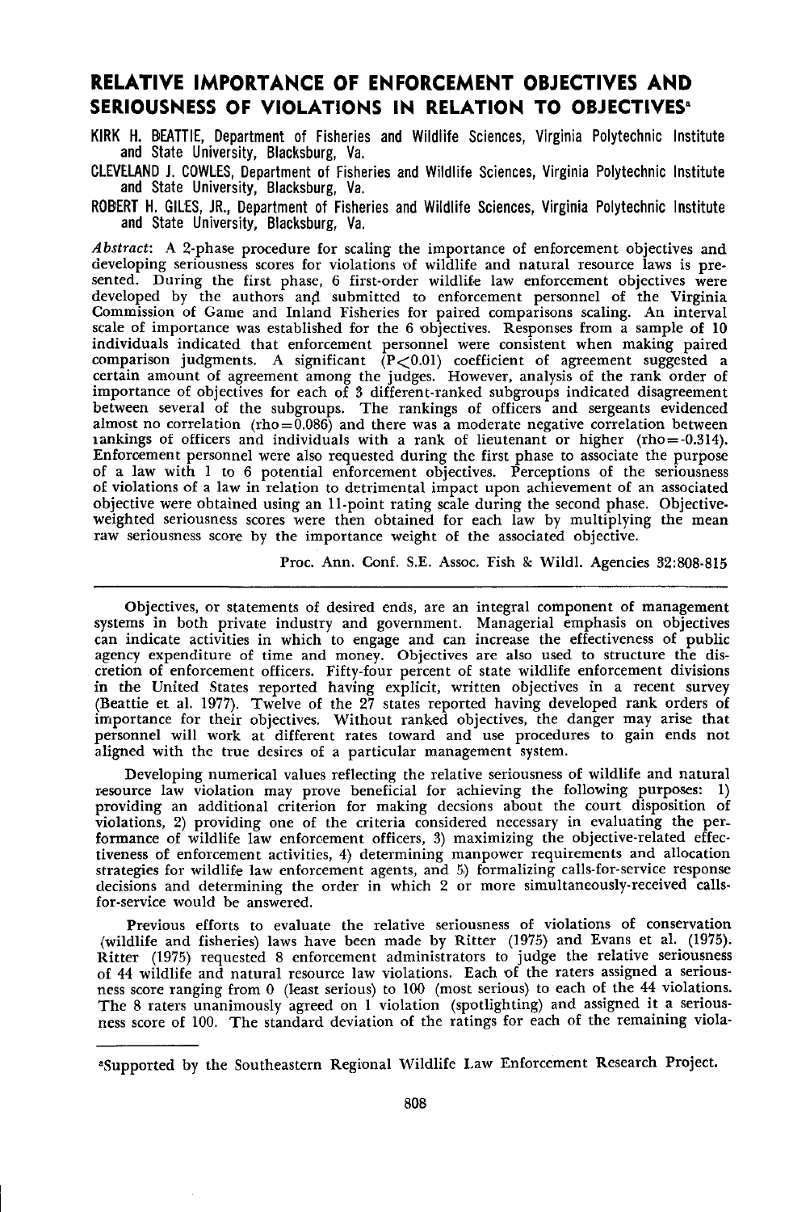# RELATIVE IMPORTANCE OF ENFORCEMENT OBJECTIVES AND SERIOUSNESS OF VIOLATIONS IN RELATION TO OBJECTIVES[a]

**KIRK H. BEATTIE**, Department of Fisheries and Wildlife Sciences, Virginia Polytechnic Institute and State University, Blacksburg, Va.

**CLEVELAND J. COWLES**, Department of Fisheries and Wildlife Sciences, Virginia Polytechnic Institute and State University, Blacksburg, Va.

**ROBERT H. GILES, JR.**, Department of Fisheries and Wildlife Sciences, Virginia Polytechnic Institute and State University, Blacksburg, Va.

*Abstract*: A 2-phase procedure for scaling the importance of enforcement objectives and developing seriousness scores for violations of wildlife and natural resource laws is presented. During the first phase, 6 first-order wildlife law enforcement objectives were developed by the authors and submitted to enforcement personnel of the Virginia Commission of Game and Inland Fisheries for paired comparisons scaling. An interval scale of importance was established for the 6 objectives. Responses from a sample of 10 individuals indicated that enforcement personnel were consistent when making paired comparison judgments. A significant ($P<0.01$) coefficient of agreement suggested a certain amount of agreement among the judges. However, analysis of the rank order of importance of objectives for each of 3 different-ranked subgroups indicated disagreement between several of the subgroups. The rankings of officers and sergeants evidenced almost no correlation ($rho=0.086$) and there was a moderate negative correlation between rankings of officers and individuals with a rank of lieutenant or higher ($rho=-0.314$). Enforcement personnel were also requested during the first phase to associate the purpose of a law with 1 to 6 potential enforcement objectives. Perceptions of the seriousness of violations of a law in relation to detrimental impact upon achievement of an associated objective were obtained using an 11-point rating scale during the second phase. Objective-weighted seriousness scores were then obtained for each law by multiplying the mean raw seriousness score by the importance weight of the associated objective.

Proc. Ann. Conf. S.E. Assoc. Fish & Wildl. Agencies 32:808-815

Objectives, or statements of desired ends, are an integral component of management systems in both private industry and government. Managerial emphasis on objectives can indicate activities in which to engage and can increase the effectiveness of public agency expenditure of time and money. Objectives are also used to structure the discretion of enforcement officers. Fifty-four percent of state wildlife enforcement divisions in the United States reported having explicit, written objectives in a recent survey (Beattie et al. 1977). Twelve of the 27 states reported having developed rank orders of importance for their objectives. Without ranked objectives, the danger may arise that personnel will work at different rates toward and use procedures to gain ends not aligned with the true desires of a particular management system.

Developing numerical values reflecting the relative seriousness of wildlife and natural resource law violation may prove beneficial for achieving the following purposes: 1) providing an additional criterion for making decsions about the court disposition of violations, 2) providing one of the criteria considered necessary in evaluating the performance of wildlife law enforcement officers, 3) maximizing the objective-related effectiveness of enforcement activities, 4) determining manpower requirements and allocation strategies for wildlife law enforcement agents, and 5) formalizing calls-for-service response decisions and determining the order in which 2 or more simultaneously-received calls-for-service would be answered.

Previous efforts to evaluate the relative seriousness of violations of conservation (wildlife and fisheries) laws have been made by Ritter (1975) and Evans et al. (1975). Ritter (1975) requested 8 enforcement administrators to judge the relative seriousness of 44 wildlife and natural resource law violations. Each of the raters assigned a seriousness score ranging from 0 (least serious) to 100 (most serious) to each of the 44 violations. The 8 raters unanimously agreed on 1 violation (spotlighting) and assigned it a seriousness score of 100. The standard deviation of the ratings for each of the remaining viola-

[a]Supported by the Southeastern Regional Wildlife Law Enforcement Research Project.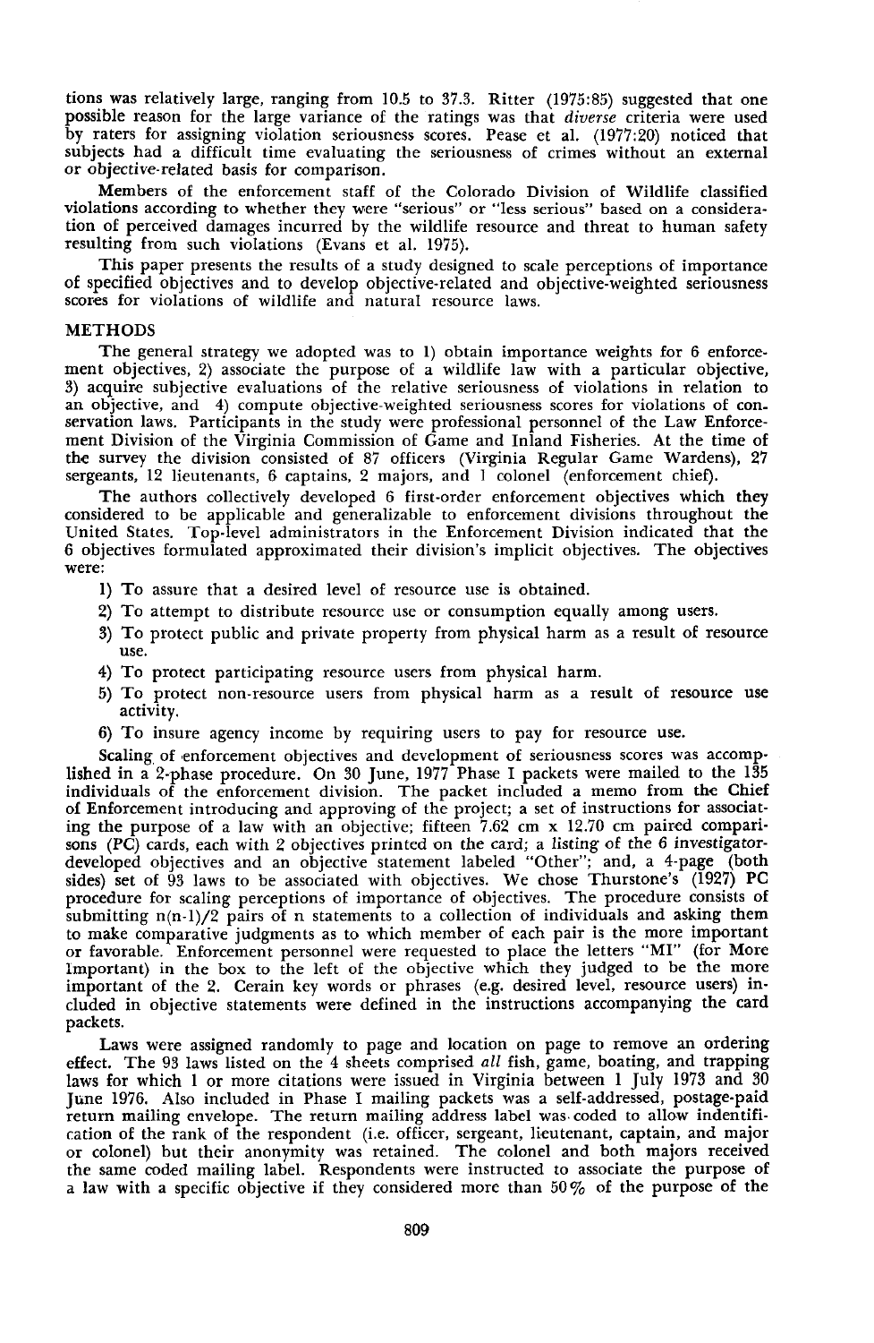tions was relatively large, ranging from 10.5 to 37.3. Ritter (1975:85) suggested that one possible reason for the large variance of the ratings was that *diverse* criteria were used by raters for assigning violation seriousness scores. Pease et al. (1977:20) noticed that subjects had a difficult time evaluating the seriousness of crimes without an external or objective-related basis for comparison.

Members of the enforcement staff of the Colorado Division of Wildlife classified violations according to whether they were "serious" or "less serious" based on a consideration of perceived damages incurred by the wildlife resource and threat to human safety resulting from such violations (Evans et al. 1975).

This paper presents the results of a study designed to scale perceptions of importance of specified objectives and to develop objective-related and objective-weighted seriousness scores for violations of wildlife and natural resource laws.

## METHODS

The general strategy we adopted was to 1) obtain importance weights for 6 enforcement objectives, 2) associate the purpose of a wildlife law with a particular objective, 3) acquire subjective evaluations of the relative seriousness of violations in relation to an objective, and 4) compute objective-weighted seriousness scores for violations of conservation laws. Participants in the study were professional personnel of the Law Enforcement Division of the Virginia Commission of Game and Inland Fisheries. At the time of the survey the division consisted of 87 officers (Virginia Regular Game Wardens), 27 sergeants, 12 lieutenants, 6 captains, 2 majors, and 1 colonel (enforcement chief).

The authors collectively developed 6 first-order enforcement objectives which they considered to be applicable and generalizable to enforcement divisions throughout the United States. Top-level administrators in the Enforcement Division indicated that the 6 objectives formulated approximated their division's implicit objectives. The objectives were:

1) To assure that a desired level of resource use is obtained.
2) To attempt to distribute resource use or consumption equally among users.
3) To protect public and private property from physical harm as a result of resource use.
4) To protect participating resource users from physical harm.
5) To protect non-resource users from physical harm as a result of resource use activity.
6) To insure agency income by requiring users to pay for resource use.

Scaling of enforcement objectives and development of seriousness scores was accomplished in a 2-phase procedure. On 30 June, 1977 Phase I packets were mailed to the 135 individuals of the enforcement division. The packet included a memo from the Chief of Enforcement introducing and approving of the project; a set of instructions for associating the purpose of a law with an objective; fifteen 7.62 cm x 12.70 cm paired comparisons (PC) cards, each with 2 objectives printed on the card; a listing of the 6 investigator-developed objectives and an objective statement labeled "Other"; and, a 4-page (both sides) set of 93 laws to be associated with objectives. We chose Thurstone's (1927) PC procedure for scaling perceptions of importance of objectives. The procedure consists of submitting $n(n-1)/2$ pairs of n statements to a collection of individuals and asking them to make comparative judgments as to which member of each pair is the more important or favorable. Enforcement personnel were requested to place the letters "MI" (for More Important) in the box to the left of the objective which they judged to be the more important of the 2. Cerain key words or phrases (e.g. desired level, resource users) included in objective statements were defined in the instructions accompanying the card packets.

Laws were assigned randomly to page and location on page to remove an ordering effect. The 93 laws listed on the 4 sheets comprised *all* fish, game, boating, and trapping laws for which 1 or more citations were issued in Virginia between 1 July 1973 and 30 June 1976. Also included in Phase I mailing packets was a self-addressed, postage-paid return mailing envelope. The return mailing address label was coded to allow indentification of the rank of the respondent (i.e. officer, sergeant, lieutenant, captain, and major or colonel) but their anonymity was retained. The colonel and both majors received the same coded mailing label. Respondents were instructed to associate the purpose of a law with a specific objective if they considered more than 50% of the purpose of the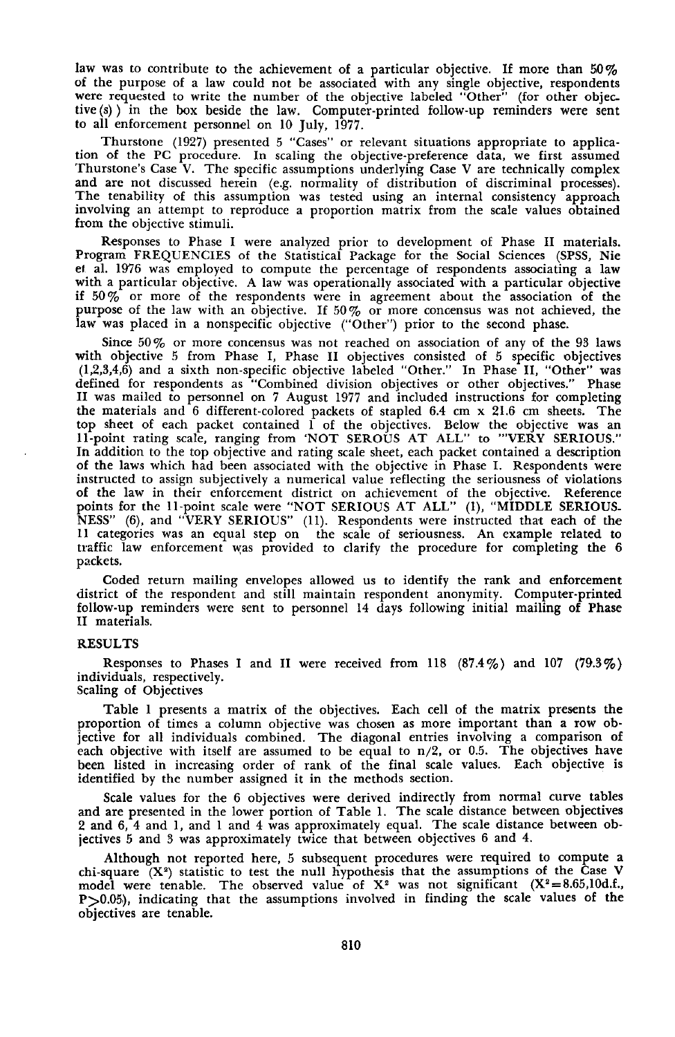law was to contribute to the achievement of a particular objective. If more than 50% of the purpose of a law could not be associated with any single objective, respondents were requested to write the number of the objective labeled "Other" (for other objective(s)) in the box beside the law. Computer-printed follow-up reminders were sent to all enforcement personnel on 10 July, 1977.

Thurstone (1927) presented 5 "Cases" or relevant situations appropriate to application of the PC procedure. In scaling the objective-preference data, we first assumed Thurstone's Case V. The specific assumptions underlying Case V are technically complex and are not discussed herein (e.g. normality of distribution of discriminal processes). The tenability of this assumption was tested using an internal consistency approach involving an attempt to reproduce a proportion matrix from the scale values obtained from the objective stimuli.

Responses to Phase I were analyzed prior to development of Phase II materials. Program FREQUENCIES of the Statistical Package for the Social Sciences (SPSS, Nie et al. 1976 was employed to compute the percentage of respondents associating a law with a particular objective. A law was operationally associated with a particular objective if 50% or more of the respondents were in agreement about the association of the purpose of the law with an objective. If 50% or more concensus was not achieved, the law was placed in a nonspecific objective ("Other") prior to the second phase.

Since 50% or more concensus was not reached on association of any of the 93 laws with objective 5 from Phase I, Phase II objectives consisted of 5 specific objectives (1,2,3,4,6) and a sixth non-specific objective labeled "Other." In Phase II, "Other" was defined for respondents as "Combined division objectives or other objectives." Phase II was mailed to personnel on 7 August 1977 and included instructions for completing the materials and 6 different-colored packets of stapled 6.4 cm x 21.6 cm sheets. The top sheet of each packet contained 1 of the objectives. Below the objective was an 11-point rating scale, ranging from 'NOT SEROUS AT ALL" to "'VERY SERIOUS." In addition to the top objective and rating scale sheet, each packet contained a description of the laws which had been associated with the objective in Phase I. Respondents were instructed to assign subjectively a numerical value reflecting the seriousness of violations of the law in their enforcement district on achievement of the objective. Reference points for the 11-point scale were "NOT SERIOUS AT ALL" (1), "MIDDLE SERIOUSNESS" (6), and "VERY SERIOUS" (11). Respondents were instructed that each of the 11 categories was an equal step on the scale of seriousness. An example related to traffic law enforcement was provided to clarify the procedure for completing the 6 packets.

Coded return mailing envelopes allowed us to identify the rank and enforcement district of the respondent and still maintain respondent anonymity. Computer-printed follow-up reminders were sent to personnel 14 days following initial mailing of Phase II materials.

## RESULTS

Responses to Phases I and II were received from 118 (87.4%) and 107 (79.3%) individuals, respectively.

### Scaling of Objectives

Table 1 presents a matrix of the objectives. Each cell of the matrix presents the proportion of times a column objective was chosen as more important than a row objective for all individuals combined. The diagonal entries involving a comparison of each objective with itself are assumed to be equal to n/2, or 0.5. The objectives have been listed in increasing order of rank of the final scale values. Each objective is identified by the number assigned it in the methods section.

Scale values for the 6 objectives were derived indirectly from normal curve tables and are presented in the lower portion of Table 1. The scale distance between objectives 2 and 6, 4 and 1, and 1 and 4 was approximately equal. The scale distance between objectives 5 and 3 was approximately twice that between objectives 6 and 4.

Although not reported here, 5 subsequent procedures were required to compute a chi-square ($X^2$) statistic to test the null hypothesis that the assumptions of the Case V model were tenable. The observed value of $X^2$ was not significant ($X^2 = 8.65$, 10 d.f., $P > 0.05$), indicating that the assumptions involved in finding the scale values of the objectives are tenable.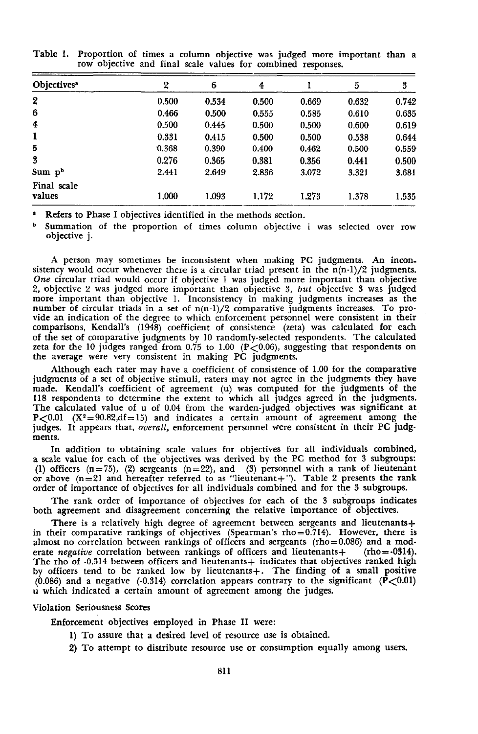Table 1. Proportion of times a column objective was judged more important than a row objective and final scale values for combined responses.

| Objectives[a] | 2 | 6 | 4 | 1 | 5 | 3 |
|---|---|---|---|---|---|---|
| 2 | 0.500 | 0.534 | 0.500 | 0.669 | 0.632 | 0.742 |
| 6 | 0.466 | 0.500 | 0.555 | 0.585 | 0.610 | 0.635 |
| 4 | 0.500 | 0.445 | 0.500 | 0.500 | 0.600 | 0.619 |
| 1 | 0.331 | 0.415 | 0.500 | 0.500 | 0.538 | 0.644 |
| 5 | 0.368 | 0.390 | 0.400 | 0.462 | 0.500 | 0.559 |
| 3 | 0.276 | 0.365 | 0.381 | 0.356 | 0.441 | 0.500 |
| Sum p[b] | 2.441 | 2.649 | 2.836 | 3.072 | 3.321 | 3.681 |
| Final scale values | 1.000 | 1.093 | 1.172 | 1.273 | 1.378 | 1.535 |

[a] Refers to Phase I objectives identified in the methods section.

[b] Summation of the proportion of times column objective i was selected over row objective j.

A person may sometimes be inconsistent when making PC judgments. An inconsistency would occur whenever there is a circular triad present in the $n(n-1)/2$ judgments. *One* circular triad would occur if objective 1 was judged more important than objective 2, objective 2 was judged more important than objective 3, *but* objective 3 was judged more important than objective 1. Inconsistency in making judgments increases as the number of circular triads in a set of $n(n-1)/2$ comparative judgments increases. To provide an indication of the degree to which enforcement personnel were consistent in their comparisons, Kendall's (1948) coefficient of consistence (zeta) was calculated for each of the set of comparative judgments by 10 randomly-selected respondents. The calculated zeta for the 10 judges ranged from 0.75 to 1.00 ($P<0.06$), suggesting that respondents on the average were very consistent in making PC judgments.

Although each rater may have a coefficient of consistence of 1.00 for the comparative judgments of a set of objective stimuli, raters may not agree in the judgments they have made. Kendall's coefficient of agreement (u) was computed for the judgments of the 118 respondents to determine the extent to which all judges agreed in the judgments. The calculated value of u of 0.04 from the warden-judged objectives was significant at $P<0.01$ ($X^2=90.82, df=15$) and indicates a certain amount of agreement among the judges. It appears that, *overall*, enforcement personnel were consistent in their PC judgments.

In addition to obtaining scale values for objectives for all individuals combined, a scale value for each of the objectives was derived by the PC method for 3 subgroups: (1) officers ($n=75$), (2) sergeants ($n=22$), and (3) personnel with a rank of lieutenant or above ($n=21$ and hereafter referred to as "lieutenant+"). Table 2 presents the rank order of importance of objectives for all individuals combined and for the 3 subgroups.

The rank order of importance of objectives for each of the 3 subgroups indicates both agreement and disagreement concerning the relative importance of objectives.

There is a relatively high degree of agreement between sergeants and lieutenants+ in their comparative rankings of objectives (Spearman's rho=0.714). However, there is almost no correlation between rankings of officers and sergeants (rho=0.086) and a moderate *negative* correlation between rankings of officers and lieutenants+ (rho=-0314). The rho of -0.314 between officers and lieutenants+ indicates that objectives ranked high by officers tend to be ranked low by lieutenants+. The finding of a small positive (0.086) and a negative (-0.314) correlation appears contrary to the significant ($P<0.01$) u which indicated a certain amount of agreement among the judges.

### Violation Seriousness Scores

Enforcement objectives employed in Phase II were:

1) To assure that a desired level of resource use is obtained.
2) To attempt to distribute resource use or consumption equally among users.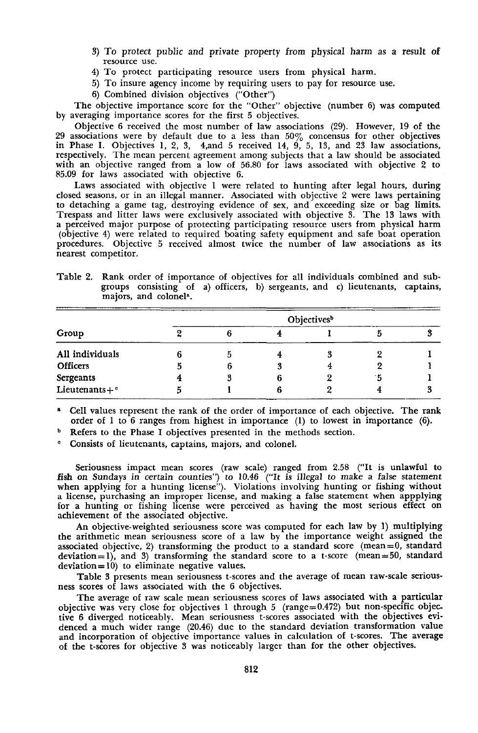3) To protect public and private property from physical harm as a result of resource use.
4) To protect participating resource users from physical harm.
5) To insure agency income by requiring users to pay for resource use.
6) Combined division objectives ("Other")

The objective importance score for the "Other" objective (number 6) was computed by averaging importance scores for the first 5 objectives.

Objective 6 received the most number of law associations (29). However, 19 of the 29 associations were by default due to a less than 50% concensus for other objectives in Phase I. Objectives 1, 2, 3, 4,and 5 received 14, 9, 5, 13, and 23 law associations, respectively. The mean percent agreement among subjects that a law should be associated with an objective ranged from a low of 56.80 for laws associated with objective 2 to 85.09 for laws associated with objective 6.

Laws associated with objective 1 were related to hunting after legal hours, during closed seasons, or in an illegal manner. Associated with objective 2 were laws pertaining to detaching a game tag, destroying evidence of sex, and exceeding size or bag limits. Trespass and litter laws were exclusively associated with objective 3. The 13 laws with a perceived major purpose of protecting participating resource users from physical harm (objective 4) were related to required boating safety equipment and safe boat operation procedures. Objective 5 received almost twice the number of law associations as its nearest competitor.

Table 2. Rank order of importance of objectives for all individuals combined and subgroups consisting of a) officers, b) sergeants, and c) lieutenants, captains, majors, and colonel[a].

| Group | Objectives[b] | | | | | |
|---|---|---|---|---|---|---|
| | 2 | 6 | 4 | 1 | 5 | 3 |
| All individuals | 6 | 5 | 4 | 3 | 2 | 1 |
| Officers | 5 | 6 | 3 | 4 | 2 | 1 |
| Sergeants | 4 | 3 | 6 | 2 | 5 | 1 |
| Lieutenants+[c] | 5 | 1 | 6 | 2 | 4 | 3 |

[a] Cell values represent the rank of the order of importance of each objective. The rank order of 1 to 6 ranges from highest in importance (1) to lowest in importance (6).

[b] Refers to the Phase I objectives presented in the methods section.

[c] Consists of lieutenants, captains, majors, and colonel.

Seriousness impact mean scores (raw scale) ranged from 2.58 ("It is unlawful to fish on Sundays in certain counties") to 10.46 ("It is illegal to make a false statement when applying for a hunting license"). Violations involving hunting or fishing without a license, purchasing an improper license, and making a false statement when appplying for a hunting or fishing license were perceived as having the most serious effect on achievement of the associated objective.

An objective-weighted seriousness score was computed for each law by 1) multiplying the arithmetic mean seriousness score of a law by the importance weight assigned the associated objective, 2) transforming the product to a standard score (mean=0, standard deviation=1), and 3) transforming the standard score to a t-score (mean=50, standard deviation=10) to eliminate negative values.

Table 3 presents mean seriousness t-scores and the average of mean raw-scale seriousness scores of laws associated with the 6 objectives.

The average of raw scale mean seriousness scores of laws associated with a particular objective was very close for objectives 1 through 5 (range=0.472) but non-specific objective 6 diverged noticeably. Mean seriousness t-scores associated with the objectives evidenced a much wider range (20.46) due to the standard deviation transformation value and incorporation of objective importance values in calculation of t-scores. The average of the t-scores for objective 3 was noticeably larger than for the other objectives.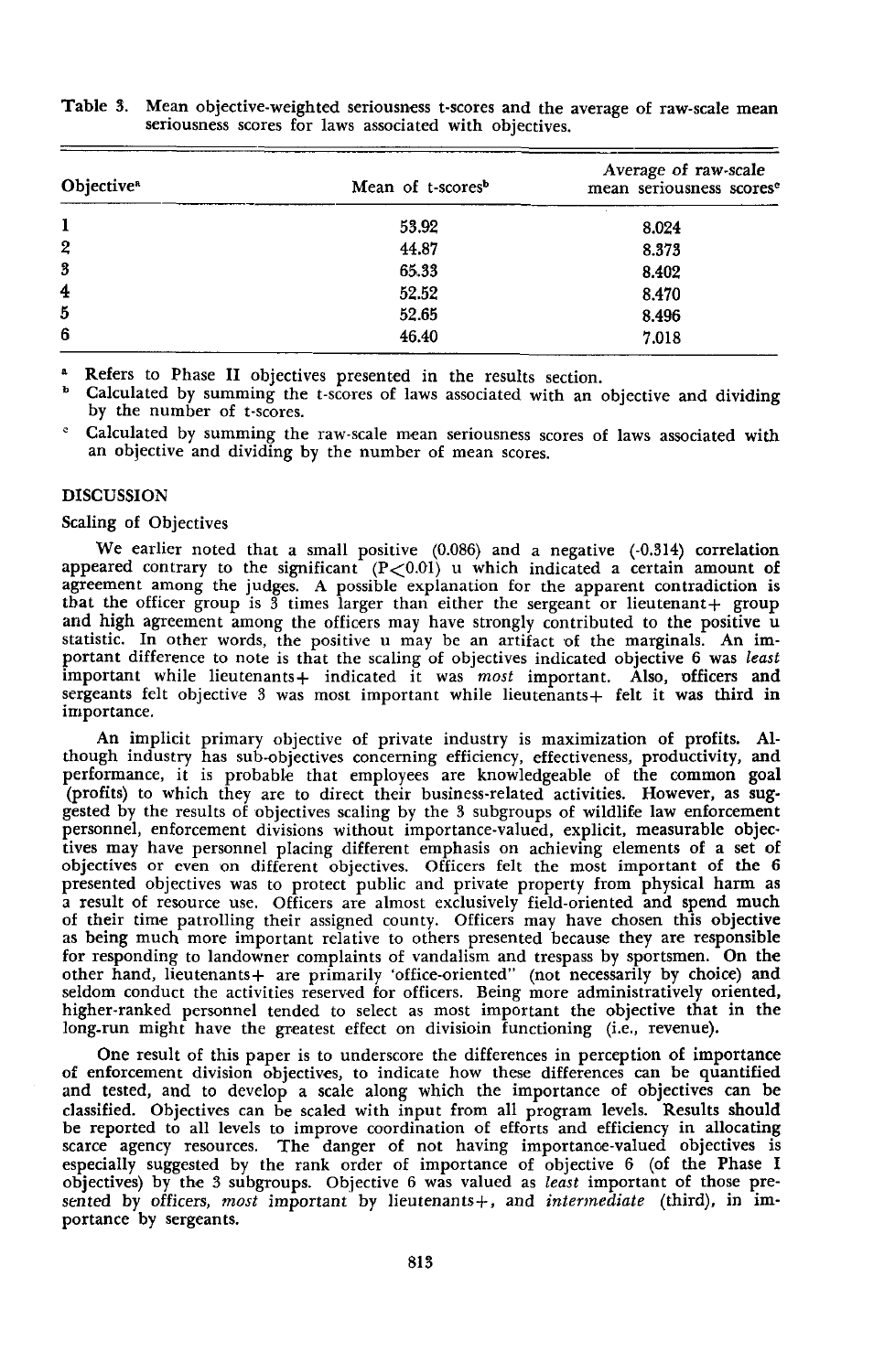Table 3. Mean objective-weighted seriousness t-scores and the average of raw-scale mean seriousness scores for laws associated with objectives.

| Objective[a] | Mean of t-scores[b] | Average of raw-scale mean seriousness scores[c] |
|---|---|---|
| 1 | 53.92 | 8.024 |
| 2 | 44.87 | 8.373 |
| 3 | 65.33 | 8.402 |
| 4 | 52.52 | 8.470 |
| 5 | 52.65 | 8.496 |
| 6 | 46.40 | 7.018 |

[a] Refers to Phase II objectives presented in the results section.

[b] Calculated by summing the t-scores of laws associated with an objective and dividing by the number of t-scores.

[c] Calculated by summing the raw-scale mean seriousness scores of laws associated with an objective and dividing by the number of mean scores.

## DISCUSSION

### Scaling of Objectives

We earlier noted that a small positive (0.086) and a negative (-0.314) correlation appeared contrary to the significant ($P<0.01$) u which indicated a certain amount of agreement among the judges. A possible explanation for the apparent contradiction is that the officer group is 3 times larger than either the sergeant or lieutenant+ group and high agreement among the officers may have strongly contributed to the positive u statistic. In other words, the positive u may be an artifact of the marginals. An important difference to note is that the scaling of objectives indicated objective 6 was *least* important while lieutenants+ indicated it was *most* important. Also, officers and sergeants felt objective 3 was most important while lieutenants+ felt it was third in importance.

An implicit primary objective of private industry is maximization of profits. Although industry has sub-objectives concerning efficiency, effectiveness, productivity, and performance, it is probable that employees are knowledgeable of the common goal (profits) to which they are to direct their business-related activities. However, as suggested by the results of objectives scaling by the 3 subgroups of wildlife law enforcement personnel, enforcement divisions without importance-valued, explicit, measurable objectives may have personnel placing different emphasis on achieving elements of a set of objectives or even on different objectives. Officers felt the most important of the 6 presented objectives was to protect public and private property from physical harm as a result of resource use. Officers are almost exclusively field-oriented and spend much of their time patrolling their assigned county. Officers may have chosen this objective as being much more important relative to others presented because they are responsible for responding to landowner complaints of vandalism and trespass by sportsmen. On the other hand, lieutenants+ are primarily 'office-oriented" (not necessarily by choice) and seldom conduct the activities reserved for officers. Being more administratively oriented, higher-ranked personnel tended to select as most important the objective that in the long-run might have the greatest effect on divisioin functioning (i.e., revenue).

One result of this paper is to underscore the differences in perception of importance of enforcement division objectives, to indicate how these differences can be quantified and tested, and to develop a scale along which the importance of objectives can be classified. Objectives can be scaled with input from all program levels. Results should be reported to all levels to improve coordination of efforts and efficiency in allocating scarce agency resources. The danger of not having importance-valued objectives is especially suggested by the rank order of importance of objective 6 (of the Phase I objectives) by the 3 subgroups. Objective 6 was valued as *least* important of those presented by officers, *most* important by lieutenants+, and *intermediate* (third), in importance by sergeants.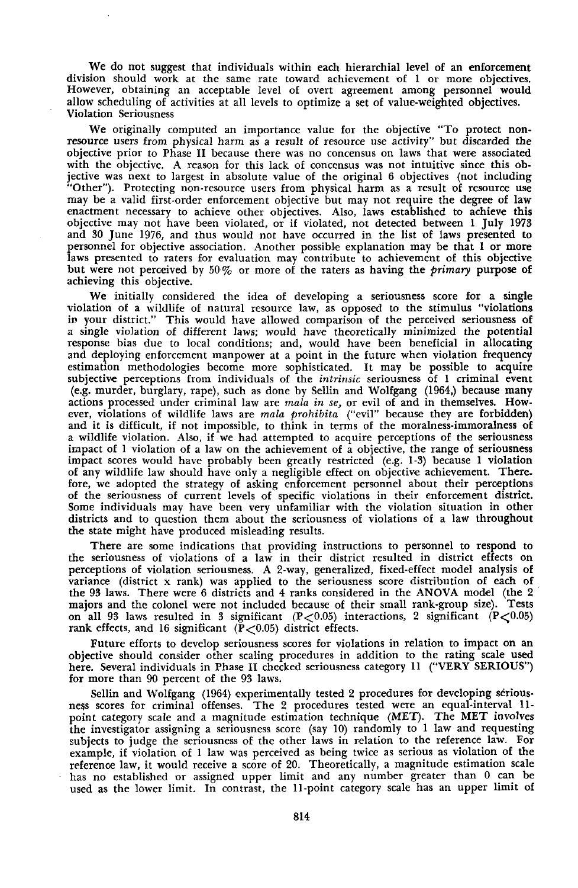We do not suggest that individuals within each hierarchial level of an enforcement division should work at the same rate toward achievement of 1 or more objectives. However, obtaining an acceptable level of overt agreement among personnel would allow scheduling of activities at all levels to optimize a set of value-weighted objectives.

## Violation Seriousness

We originally computed an importance value for the objective "To protect non-resource users from physical harm as a result of resource use activity" but discarded the objective prior to Phase II because there was no concensus on laws that were associated with the objective. A reason for this lack of concensus was not intuitive since this objective was next to largest in absolute value of the original 6 objectives (not including "Other"). Protecting non-resource users from physical harm as a result of resource use may be a valid first-order enforcement objective but may not require the degree of law enactment necessary to achieve other objectives. Also, laws established to achieve this objective may not have been violated, or if violated, not detected between 1 July 1973 and 30 June 1976, and thus would not have occurred in the list of laws presented to personnel for objective association. Another possible explanation may be that 1 or more laws presented to raters for evaluation may contribute to achievement of this objective but were not perceived by 50% or more of the raters as having the *primary* purpose of achieving this objective.

We initially considered the idea of developing a seriousness score for a single violation of a wildlife of natural resource law, as opposed to the stimulus "violations in your district." This would have allowed comparison of the perceived seriousness of a single violation of different laws; would have theoretically minimized the potential response bias due to local conditions; and, would have been beneficial in allocating and deploying enforcement manpower at a point in the future when violation frequency estimation methodologies become more sophisticated. It may be possible to acquire subjective perceptions from individuals of the *intrinsic* seriousness of 1 criminal event (e.g. murder, burglary, rape), such as done by Sellin and Wolfgang (1964,) because many actions processed under criminal law are *mala in se*, or evil of and in themselves. However, violations of wildlife laws are *mala prohibita* ("evil" because they are forbidden) and it is difficult, if not impossible, to think in terms of the moralness-immoralness of a wildlife violation. Also, if we had attempted to acquire perceptions of the seriousness impact of 1 violation of a law on the achievement of a objective, the range of seriousness impact scores would have probably been greatly restricted (e.g. 1-3) because 1 violation of any wildlife law should have only a negligible effect on objective achievement. Therefore, we adopted the strategy of asking enforcement personnel about their perceptions of the seriousness of current levels of specific violations in their enforcement district. Some individuals may have been very unfamiliar with the violation situation in other districts and to question them about the seriousness of violations of a law throughout the state might have produced misleading results.

There are some indications that providing instructions to personnel to respond to the seriousness of violations of a law in their district resulted in district effects on perceptions of violation seriousness. A 2-way, generalized, fixed-effect model analysis of variance (district x rank) was applied to the seriousness score distribution of each of the 93 laws. There were 6 districts and 4 ranks considered in the ANOVA model (the 2 majors and the colonel were not included because of their small rank-group size). Tests on all 93 laws resulted in 3 significant ($P<0.05$) interactions, 2 significant ($P<0.05$) rank effects, and 16 significant ($P<0.05$) district effects.

Future efforts to develop seriousness scores for violations in relation to impact on an objective should consider other scaling procedures in addition to the rating scale used here. Several individuals in Phase II checked seriousness category 11 ("VERY SERIOUS") for more than 90 percent of the 93 laws.

Sellin and Wolfgang (1964) experimentally tested 2 procedures for developing seriousness scores for criminal offenses. The 2 procedures tested were an equal-interval 11-point category scale and a magnitude estimation technique (MET). The MET involves the investigator assigning a seriousness score (say 10) randomly to 1 law and requesting subjects to judge the seriousness of the other laws in relation to the reference law. For example, if violation of 1 law was perceived as being twice as serious as violation of the reference law, it would receive a score of 20. Theoretically, a magnitude estimation scale has no established or assigned upper limit and any number greater than 0 can be used as the lower limit. In contrast, the 11-point category scale has an upper limit of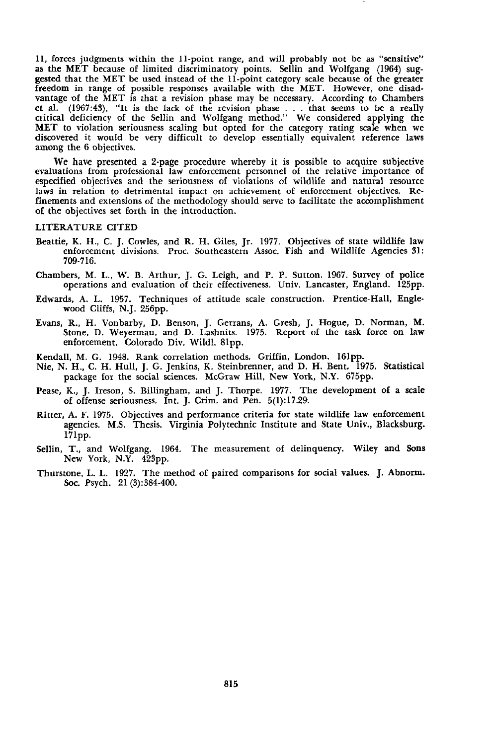11, forces judgments within the 11-point range, and will probably not be as "sensitive" as the MET because of limited discriminatory points. Sellin and Wolfgang (1964) suggested that the MET be used instead of the 11-point category scale because of the greater freedom in range of possible responses available with the MET. However, one disadvantage of the MET is that a revision phase may be necessary. According to Chambers et al. (1967:43), "It is the lack of the revision phase . . . that seems to be a really critical deficiency of the Sellin and Wolfgang method." We considered applying the MET to violation seriousness scaling but opted for the category rating scale when we discovered it would be very difficult to develop essentially equivalent reference laws among the 6 objectives.

We have presented a 2-page procedure whereby it is possible to acquire subjective evaluations from professional law enforcement personnel of the relative importance of especified objectives and the seriousness of violations of wildlife and natural resource laws in relation to detrimental impact on achievement of enforcement objectives. Refinements and extensions of the methodology should serve to facilitate the accomplishment of the objectives set forth in the introduction.

## LITERATURE CITED

Beattie, K. H., C. J. Cowles, and R. H. Giles, Jr. 1977. Objectives of state wildlife law enforcement divisions. Proc. Southeastern Assoc. Fish and Wildlife Agencies 31: 709-716.

Chambers, M. L., W. B. Arthur, J. G. Leigh, and P. P. Sutton. 1967. Survey of police operations and evaluation of their effectiveness. Univ. Lancaster, England. 125pp.

Edwards, A. L. 1957. Techniques of attitude scale construction. Prentice-Hall, Englewood Cliffs, N.J. 256pp.

Evans, R., H. Vonbarby, D. Benson, J. Gerrans, A. Gresh, J. Hogue, D. Norman, M. Stone, D. Weyerman, and D. Lashnits. 1975. Report of the task force on law enforcement. Colorado Div. Wildl. 81pp.

Kendall, M. G. 1948. Rank correlation methods. Griffin, London. 161pp.

Nie, N. H., C. H. Hull, J. G. Jenkins, K. Steinbrenner, and D. H. Bent. 1975. Statistical package for the social sciences. McGraw Hill, New York, N.Y. 675pp.

Pease, K., J. Ireson, S. Billingham, and J. Thorpe. 1977. The development of a scale of offense seriousness. Int. J. Crim. and Pen. 5(1):17-29.

Ritter, A. F. 1975. Objectives and performance criteria for state wildlife law enforcement agencies. M.S. Thesis. Virginia Polytechnic Institute and State Univ., Blacksburg. 171pp.

Sellin, T., and Wolfgang. 1964. The measurement of delinquency. Wiley and Sons New York, N.Y. 423pp.

Thurstone, L. L. 1927. The method of paired comparisons for social values. J. Abnorm. Soc. Psych. 21 (3):384-400.